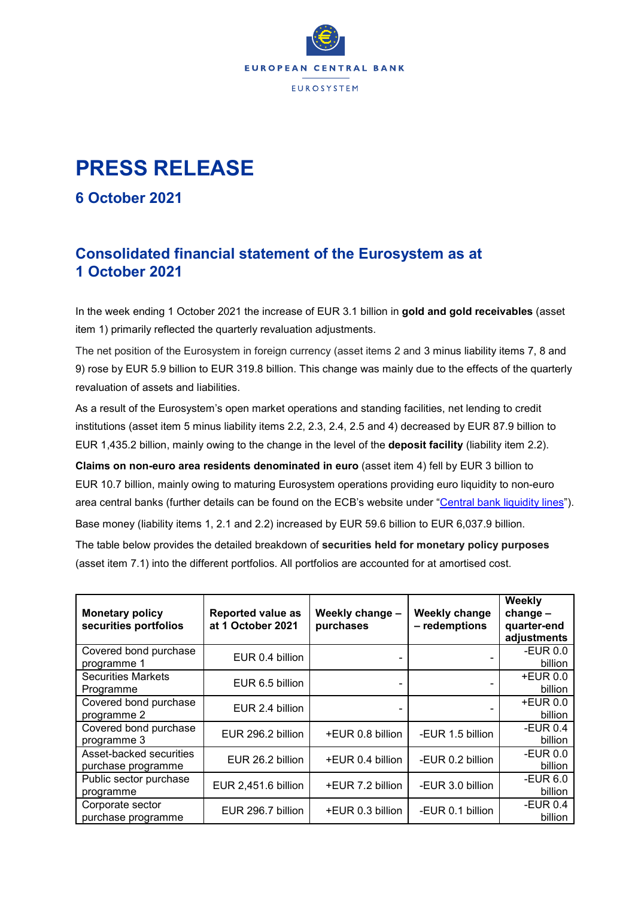EUROPEAN CENTRAL BANK

EUROSYSTEM

# PRESS RELEASE

## 6 October 2021

## Consolidated financial statement of the Eurosystem as at 1 October 2021

In the week ending 1 October 2021 the increase of EUR 3.1 billion in **gold and gold receivables** (asset item 1) primarily reflected the quarterly revaluation adjustments.

The net position of the Eurosystem in foreign currency (asset items 2 and 3 minus liability items 7, 8 and 9) rose by EUR 5.9 billion to EUR 319.8 billion. This change was mainly due to the effects of the quarterly revaluation of assets and liabilities.

As a result of the Eurosystem's open market operations and standing facilities, net lending to credit institutions (asset item 5 minus liability items 2.2, 2.3, 2.4, 2.5 and 4) decreased by EUR 87.9 billion to EUR 1,435.2 billion, mainly owing to the change in the level of the **deposit facility** (liability item 2.2).

**Claims on non-euro area residents denominated in euro** (asset item 4) fell by EUR 3 billion to EUR 10.7 billion, mainly owing to maturing Eurosystem operations providing euro liquidity to non-euro area central banks (further details can be found on the ECB's website under "Central bank liquidity lines").

Base money (liability items 1, 2.1 and 2.2) increased by EUR 59.6 billion to EUR 6,037.9 billion.

The table below provides the detailed breakdown of **securities held for monetary policy purposes** (asset item 7.1) into the different portfolios. All portfolios are accounted for at amortised cost.

| Monetary policy securities portfolios | Reported value as at 1 October 2021 | Weekly change – purchases | Weekly change – redemptions | Weekly change – quarter-end adjustments |
|---|---|---|---|---|
| Covered bond purchase programme 1 | EUR 0.4 billion | - | - | -EUR 0.0 billion |
| Securities Markets Programme | EUR 6.5 billion | - | - | +EUR 0.0 billion |
| Covered bond purchase programme 2 | EUR 2.4 billion | - | - | +EUR 0.0 billion |
| Covered bond purchase programme 3 | EUR 296.2 billion | +EUR 0.8 billion | -EUR 1.5 billion | -EUR 0.4 billion |
| Asset-backed securities purchase programme | EUR 26.2 billion | +EUR 0.4 billion | -EUR 0.2 billion | -EUR 0.0 billion |
| Public sector purchase programme | EUR 2,451.6 billion | +EUR 7.2 billion | -EUR 3.0 billion | -EUR 6.0 billion |
| Corporate sector purchase programme | EUR 296.7 billion | +EUR 0.3 billion | -EUR 0.1 billion | -EUR 0.4 billion |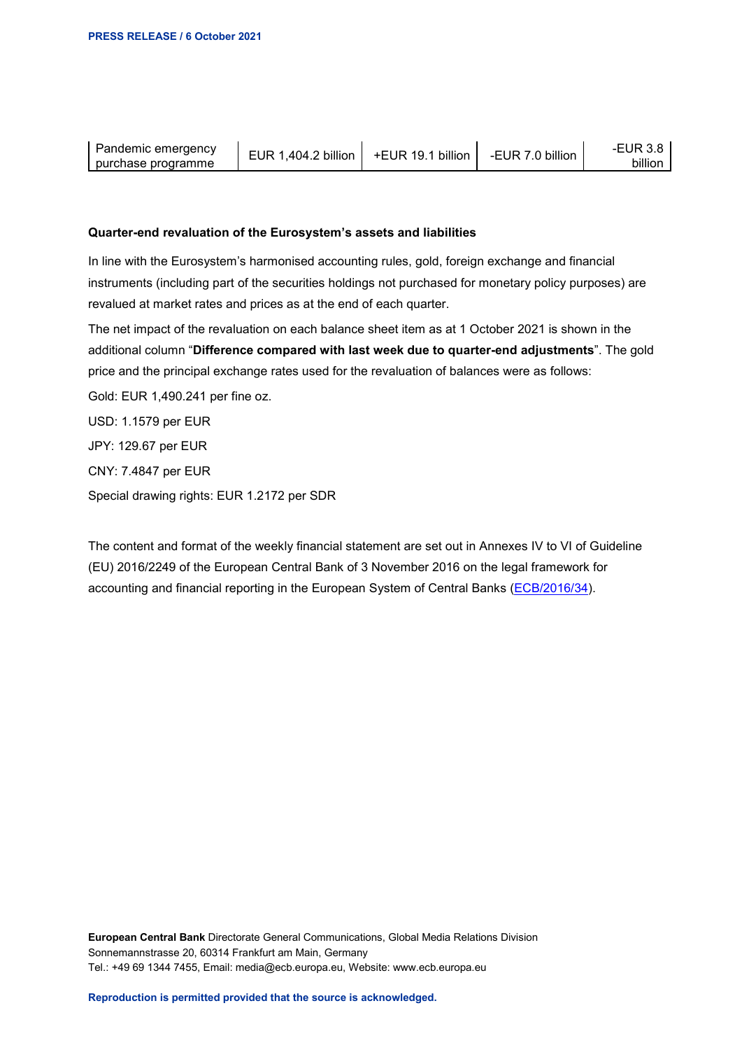| Pandemic emergency purchase programme | EUR 1,404.2 billion | +EUR 19.1 billion | -EUR 7.0 billion | -EUR 3.8 billion |
|---|---|---|---|---|

**Quarter-end revaluation of the Eurosystem's assets and liabilities**

In line with the Eurosystem's harmonised accounting rules, gold, foreign exchange and financial instruments (including part of the securities holdings not purchased for monetary policy purposes) are revalued at market rates and prices as at the end of each quarter.

The net impact of the revaluation on each balance sheet item as at 1 October 2021 is shown in the additional column "**Difference compared with last week due to quarter-end adjustments**". The gold price and the principal exchange rates used for the revaluation of balances were as follows:

Gold: EUR 1,490.241 per fine oz.

USD: 1.1579 per EUR

JPY: 129.67 per EUR

CNY: 7.4847 per EUR

Special drawing rights: EUR 1.2172 per SDR

The content and format of the weekly financial statement are set out in Annexes IV to VI of Guideline (EU) 2016/2249 of the European Central Bank of 3 November 2016 on the legal framework for accounting and financial reporting in the European System of Central Banks (ECB/2016/34).

**European Central Bank** Directorate General Communications, Global Media Relations Division
Sonnemannstrasse 20, 60314 Frankfurt am Main, Germany
Tel.: +49 69 1344 7455, Email: media@ecb.europa.eu, Website: www.ecb.europa.eu

**Reproduction is permitted provided that the source is acknowledged.**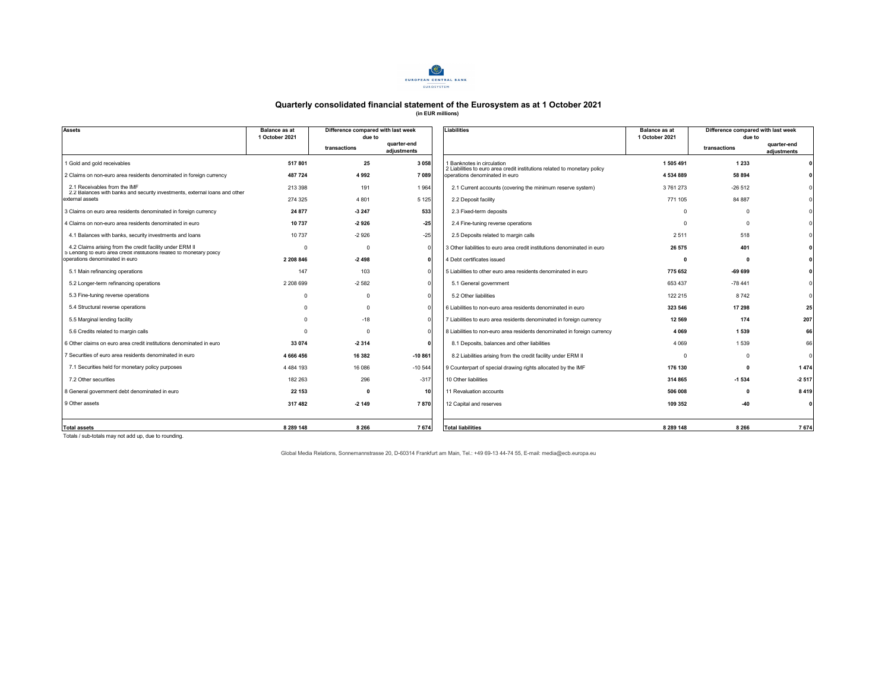# Quarterly consolidated financial statement of the Eurosystem as at 1 October 2021

(in EUR millions)

| Assets | Balance as at 1 October 2021 | Difference compared with last week due to | |
|---|---|---|---|
| | | transactions | quarter-end adjustments |
| 1 Gold and gold receivables | **517 801** | **25** | **3 058** |
| 2 Claims on non-euro area residents denominated in foreign currency | **487 724** | **4 992** | **7 089** |
| 2.1 Receivables from the IMF | 213 398 | 191 | 1 964 |
| 2.2 Balances with banks and security investments, external loans and other external assets | 274 325 | 4 801 | 5 125 |
| 3 Claims on euro area residents denominated in foreign currency | **24 877** | **-3 247** | **533** |
| 4 Claims on non-euro area residents denominated in euro | **10 737** | **-2 926** | **-25** |
| 4.1 Balances with banks, security investments and loans | 10 737 | -2 926 | -25 |
| 4.2 Claims arising from the credit facility under ERM II | 0 | 0 | 0 |
| 5 Lending to euro area credit institutions related to monetary policy operations denominated in euro | **2 208 846** | **-2 498** | **0** |
| 5.1 Main refinancing operations | 147 | 103 | 0 |
| 5.2 Longer-term refinancing operations | 2 208 699 | -2 582 | 0 |
| 5.3 Fine-tuning reverse operations | 0 | 0 | 0 |
| 5.4 Structural reverse operations | 0 | 0 | 0 |
| 5.5 Marginal lending facility | 0 | -18 | 0 |
| 5.6 Credits related to margin calls | 0 | 0 | 0 |
| 6 Other claims on euro area credit institutions denominated in euro | **33 074** | **-2 314** | **0** |
| 7 Securities of euro area residents denominated in euro | **4 666 456** | **16 382** | **-10 861** |
| 7.1 Securities held for monetary policy purposes | 4 484 193 | 16 086 | -10 544 |
| 7.2 Other securities | 182 263 | 296 | -317 |
| 8 General government debt denominated in euro | **22 153** | **0** | **10** |
| 9 Other assets | **317 482** | **-2 149** | **7 870** |
| **Total assets** | **8 289 148** | **8 266** | **7 674** |

| Liabilities | Balance as at 1 October 2021 | Difference compared with last week due to | |
|---|---|---|---|
| | | transactions | quarter-end adjustments |
| 1 Banknotes in circulation | **1 505 491** | **1 233** | **0** |
| 2 Liabilities to euro area credit institutions related to monetary policy operations denominated in euro | **4 534 889** | **58 894** | **0** |
| 2.1 Current accounts (covering the minimum reserve system) | 3 761 273 | -26 512 | 0 |
| 2.2 Deposit facility | 771 105 | 84 887 | 0 |
| 2.3 Fixed-term deposits | 0 | 0 | 0 |
| 2.4 Fine-tuning reverse operations | 0 | 0 | 0 |
| 2.5 Deposits related to margin calls | 2 511 | 518 | 0 |
| 3 Other liabilities to euro area credit institutions denominated in euro | **26 575** | **401** | **0** |
| 4 Debt certificates issued | **0** | **0** | **0** |
| 5 Liabilities to other euro area residents denominated in euro | **775 652** | **-69 699** | **0** |
| 5.1 General government | 653 437 | -78 441 | 0 |
| 5.2 Other liabilities | 122 215 | 8 742 | 0 |
| 6 Liabilities to non-euro area residents denominated in euro | **323 546** | **17 298** | **25** |
| 7 Liabilities to euro area residents denominated in foreign currency | **12 569** | **174** | **207** |
| 8 Liabilities to non-euro area residents denominated in foreign currency | **4 069** | **1 539** | **66** |
| 8.1 Deposits, balances and other liabilities | 4 069 | 1 539 | 66 |
| 8.2 Liabilities arising from the credit facility under ERM II | 0 | 0 | 0 |
| 9 Counterpart of special drawing rights allocated by the IMF | **176 130** | **0** | **1 474** |
| 10 Other liabilities | **314 865** | **-1 534** | **-2 517** |
| 11 Revaluation accounts | **506 008** | **0** | **8 419** |
| 12 Capital and reserves | **109 352** | **-40** | **0** |
| **Total liabilities** | **8 289 148** | **8 266** | **7 674** |

Totals / sub-totals may not add up, due to rounding.

Global Media Relations, Sonnemannstrasse 20, D-60314 Frankfurt am Main, Tel.: +49 69-13 44-74 55, E-mail: media@ecb.europa.eu